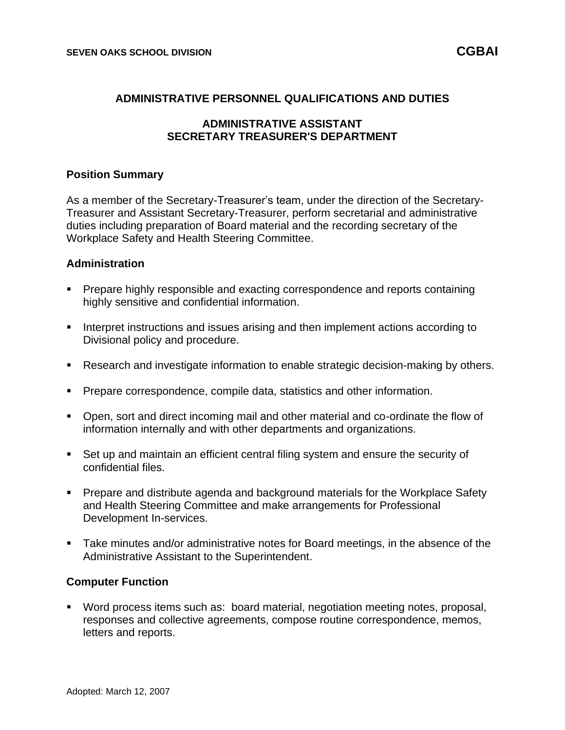# ADMINISTRATIVE PERSONNEL QUALIFICATIONS AND DUTIES

## ADMINISTRATIVE ASSISTANT
## SECRETARY TREASURER'S DEPARTMENT

### Position Summary

As a member of the Secretary-Treasurer's team, under the direction of the Secretary-Treasurer and Assistant Secretary-Treasurer, perform secretarial and administrative duties including preparation of Board material and the recording secretary of the Workplace Safety and Health Steering Committee.

### Administration

- Prepare highly responsible and exacting correspondence and reports containing highly sensitive and confidential information.
- Interpret instructions and issues arising and then implement actions according to Divisional policy and procedure.
- Research and investigate information to enable strategic decision-making by others.
- Prepare correspondence, compile data, statistics and other information.
- Open, sort and direct incoming mail and other material and co-ordinate the flow of information internally and with other departments and organizations.
- Set up and maintain an efficient central filing system and ensure the security of confidential files.
- Prepare and distribute agenda and background materials for the Workplace Safety and Health Steering Committee and make arrangements for Professional Development In-services.
- Take minutes and/or administrative notes for Board meetings, in the absence of the Administrative Assistant to the Superintendent.

### Computer Function

- Word process items such as: board material, negotiation meeting notes, proposal, responses and collective agreements, compose routine correspondence, memos, letters and reports.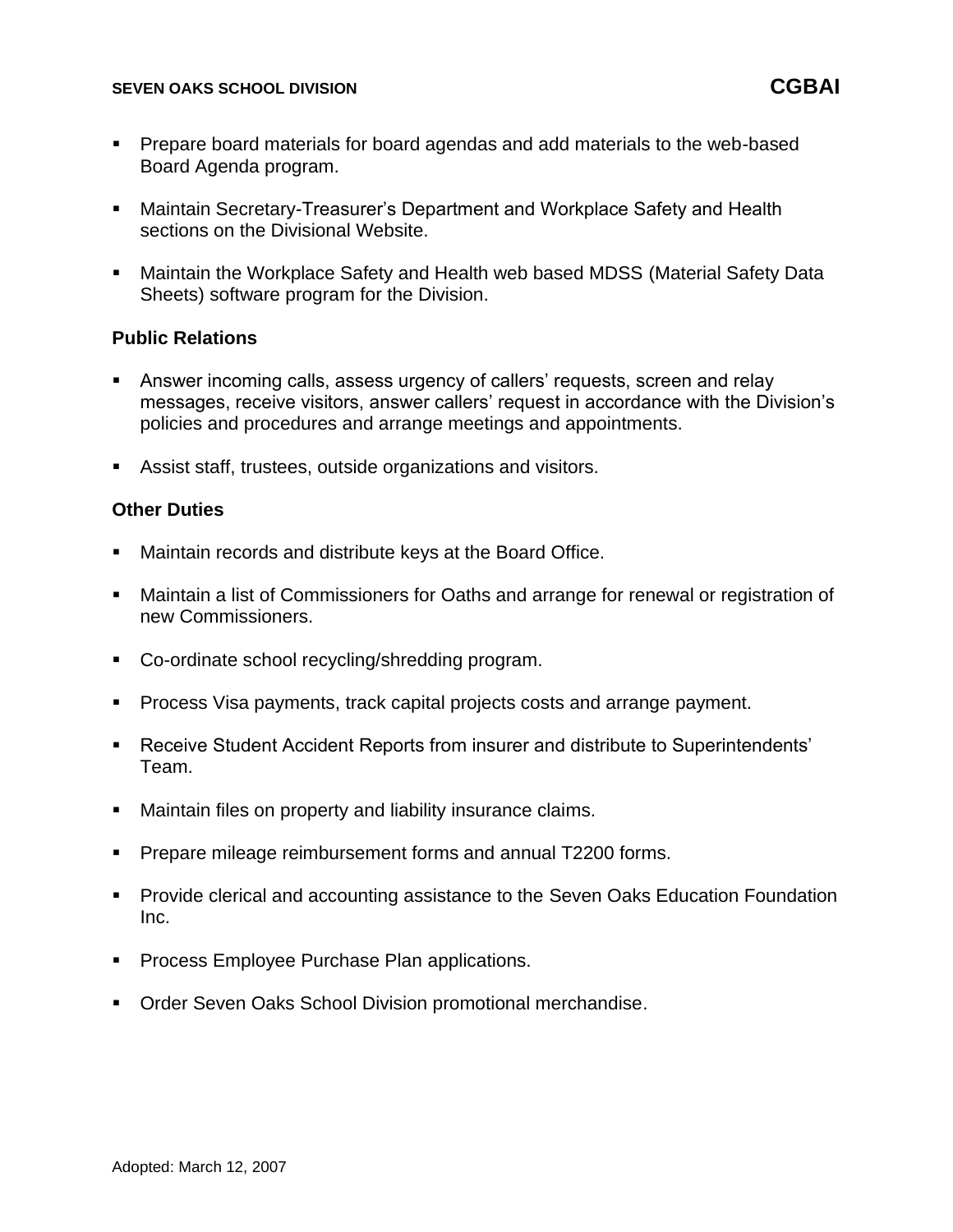- Prepare board materials for board agendas and add materials to the web-based Board Agenda program.

- Maintain Secretary-Treasurer's Department and Workplace Safety and Health sections on the Divisional Website.

- Maintain the Workplace Safety and Health web based MDSS (Material Safety Data Sheets) software program for the Division.

**Public Relations**

- Answer incoming calls, assess urgency of callers' requests, screen and relay messages, receive visitors, answer callers' request in accordance with the Division's policies and procedures and arrange meetings and appointments.

- Assist staff, trustees, outside organizations and visitors.

**Other Duties**

- Maintain records and distribute keys at the Board Office.

- Maintain a list of Commissioners for Oaths and arrange for renewal or registration of new Commissioners.

- Co-ordinate school recycling/shredding program.

- Process Visa payments, track capital projects costs and arrange payment.

- Receive Student Accident Reports from insurer and distribute to Superintendents' Team.

- Maintain files on property and liability insurance claims.

- Prepare mileage reimbursement forms and annual T2200 forms.

- Provide clerical and accounting assistance to the Seven Oaks Education Foundation Inc.

- Process Employee Purchase Plan applications.

- Order Seven Oaks School Division promotional merchandise.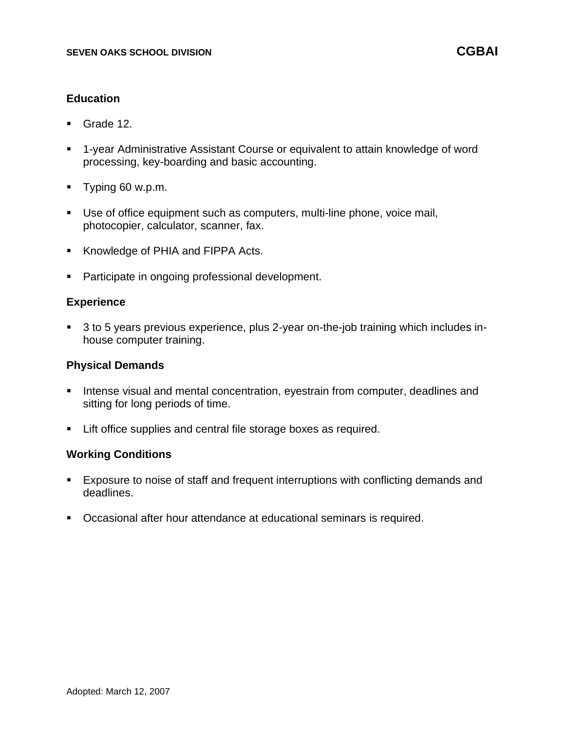## Education

- Grade 12.
- 1-year Administrative Assistant Course or equivalent to attain knowledge of word processing, key-boarding and basic accounting.
- Typing 60 w.p.m.
- Use of office equipment such as computers, multi-line phone, voice mail, photocopier, calculator, scanner, fax.
- Knowledge of PHIA and FIPPA Acts.
- Participate in ongoing professional development.

## Experience

- 3 to 5 years previous experience, plus 2-year on-the-job training which includes in-house computer training.

## Physical Demands

- Intense visual and mental concentration, eyestrain from computer, deadlines and sitting for long periods of time.
- Lift office supplies and central file storage boxes as required.

## Working Conditions

- Exposure to noise of staff and frequent interruptions with conflicting demands and deadlines.
- Occasional after hour attendance at educational seminars is required.